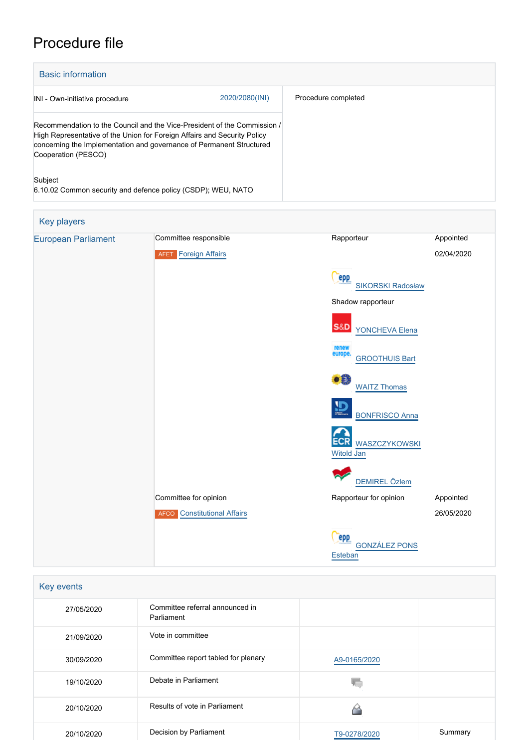# Procedure file

## Basic information

| | |
|---|---|
| INI - Own-initiative procedure 2020/2080(INI) | Procedure completed |
| Recommendation to the Council and the Vice-President of the Commission / High Representative of the Union for Foreign Affairs and Security Policy concerning the Implementation and governance of Permanent Structured Cooperation (PESCO)<br><br>Subject<br>6.10.02 Common security and defence policy (CSDP); WEU, NATO | |

## Key players

| | | | |
|---|---|---|---|
| European Parliament | Committee responsible | Rapporteur | Appointed |
| | AFET Foreign Affairs | | 02/04/2020 |
| | | SIKORSKI Radosław | |
| | | Shadow rapporteur | |
| | | YONCHEVA Elena | |
| | | GROOTHUIS Bart | |
| | | WAITZ Thomas | |
| | | BONFRISCO Anna | |
| | | WASZCZYKOWSKI Witold Jan | |
| | | DEMIREL Özlem | |
| | Committee for opinion | Rapporteur for opinion | Appointed |
| | AFCO Constitutional Affairs | | 26/05/2020 |
| | | GONZÁLEZ PONS Esteban | |

## Key events

| | | | |
|---|---|---|---|
| 27/05/2020 | Committee referral announced in Parliament | | |
| 21/09/2020 | Vote in committee | | |
| 30/09/2020 | Committee report tabled for plenary | A9-0165/2020 | |
| 19/10/2020 | Debate in Parliament | | |
| 20/10/2020 | Results of vote in Parliament | | |
| 20/10/2020 | Decision by Parliament | T9-0278/2020 | Summary |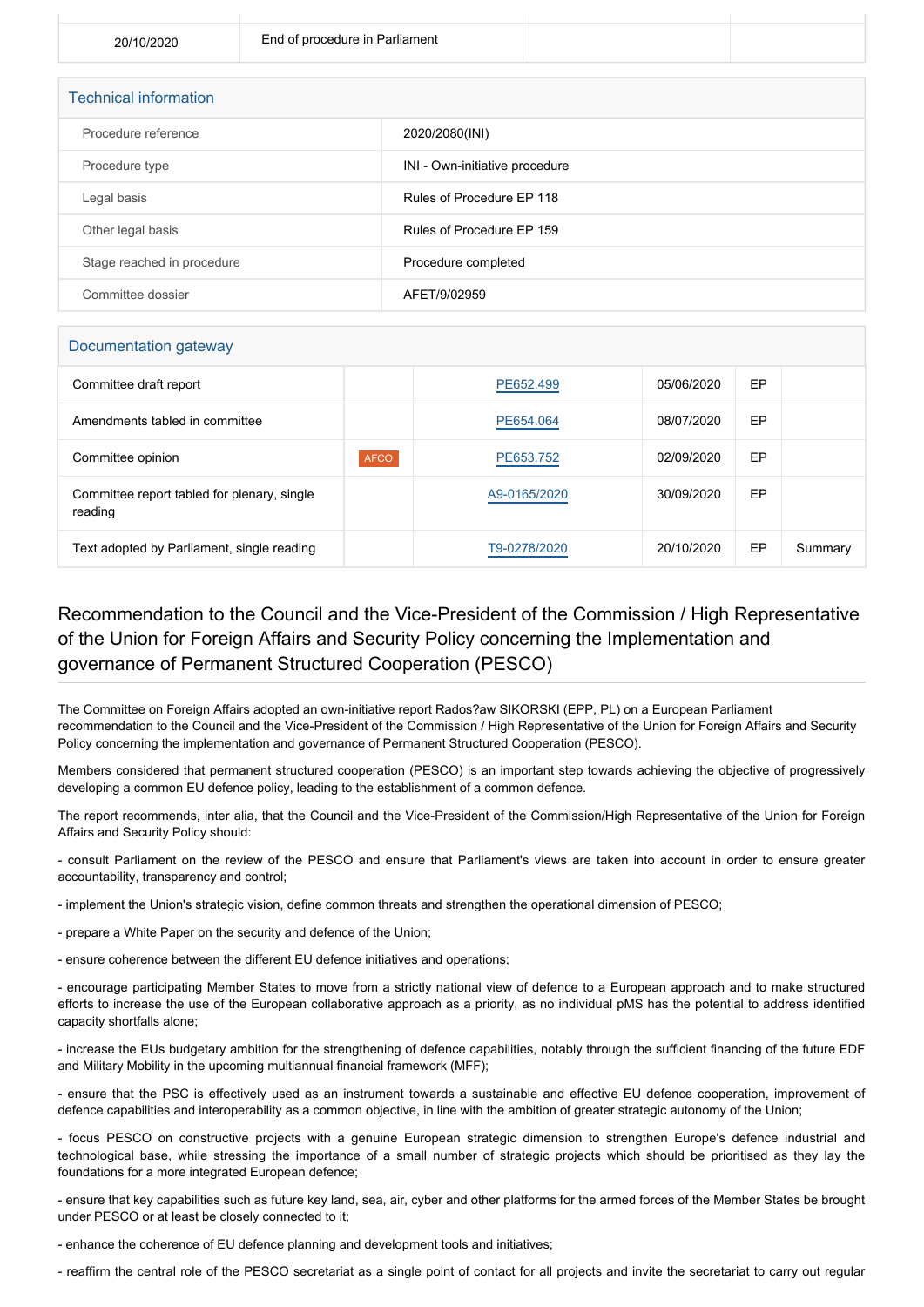| 20/10/2020 | End of procedure in Parliament | | |
|---|---|---|---|

## Technical information

| | |
|---|---|
| Procedure reference | 2020/2080(INI) |
| Procedure type | INI - Own-initiative procedure |
| Legal basis | Rules of Procedure EP 118 |
| Other legal basis | Rules of Procedure EP 159 |
| Stage reached in procedure | Procedure completed |
| Committee dossier | AFET/9/02959 |

## Documentation gateway

| | | | | | |
|---|---|---|---|---|---|
| Committee draft report | | PE652.499 | 05/06/2020 | EP | |
| Amendments tabled in committee | | PE654.064 | 08/07/2020 | EP | |
| Committee opinion | AFCO | PE653.752 | 02/09/2020 | EP | |
| Committee report tabled for plenary, single reading | | A9-0165/2020 | 30/09/2020 | EP | |
| Text adopted by Parliament, single reading | | T9-0278/2020 | 20/10/2020 | EP | Summary |

# Recommendation to the Council and the Vice-President of the Commission / High Representative of the Union for Foreign Affairs and Security Policy concerning the Implementation and governance of Permanent Structured Cooperation (PESCO)

The Committee on Foreign Affairs adopted an own-initiative report Rados?aw SIKORSKI (EPP, PL) on a European Parliament recommendation to the Council and the Vice-President of the Commission / High Representative of the Union for Foreign Affairs and Security Policy concerning the implementation and governance of Permanent Structured Cooperation (PESCO).

Members considered that permanent structured cooperation (PESCO) is an important step towards achieving the objective of progressively developing a common EU defence policy, leading to the establishment of a common defence.

The report recommends, inter alia, that the Council and the Vice-President of the Commission/High Representative of the Union for Foreign Affairs and Security Policy should:

- consult Parliament on the review of the PESCO and ensure that Parliament's views are taken into account in order to ensure greater accountability, transparency and control;

- implement the Union's strategic vision, define common threats and strengthen the operational dimension of PESCO;

- prepare a White Paper on the security and defence of the Union;

- ensure coherence between the different EU defence initiatives and operations;

- encourage participating Member States to move from a strictly national view of defence to a European approach and to make structured efforts to increase the use of the European collaborative approach as a priority, as no individual pMS has the potential to address identified capacity shortfalls alone;

- increase the EUs budgetary ambition for the strengthening of defence capabilities, notably through the sufficient financing of the future EDF and Military Mobility in the upcoming multiannual financial framework (MFF);

- ensure that the PSC is effectively used as an instrument towards a sustainable and effective EU defence cooperation, improvement of defence capabilities and interoperability as a common objective, in line with the ambition of greater strategic autonomy of the Union;

- focus PESCO on constructive projects with a genuine European strategic dimension to strengthen Europe's defence industrial and technological base, while stressing the importance of a small number of strategic projects which should be prioritised as they lay the foundations for a more integrated European defence;

- ensure that key capabilities such as future key land, sea, air, cyber and other platforms for the armed forces of the Member States be brought under PESCO or at least be closely connected to it;

- enhance the coherence of EU defence planning and development tools and initiatives;

- reaffirm the central role of the PESCO secretariat as a single point of contact for all projects and invite the secretariat to carry out regular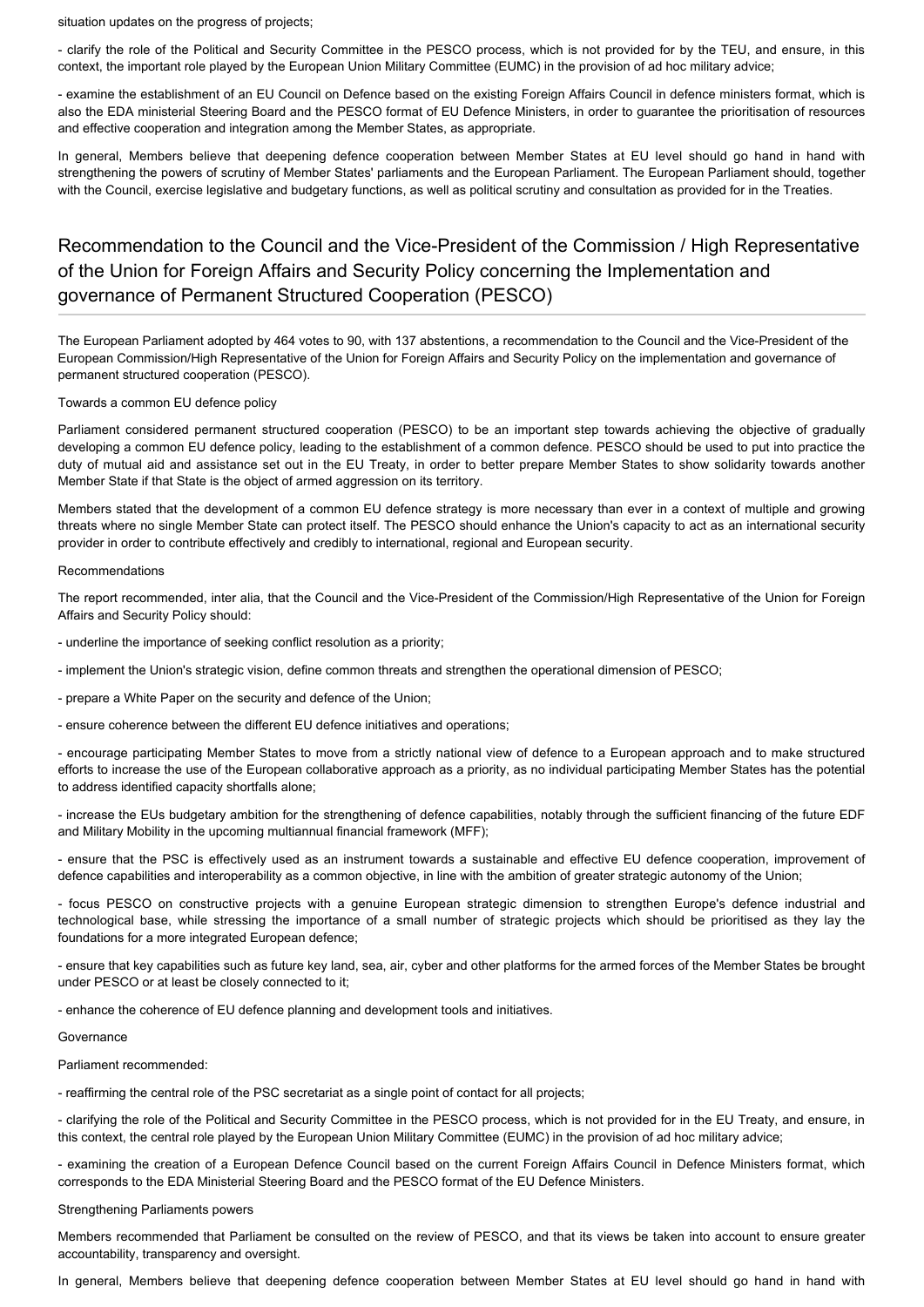situation updates on the progress of projects;

- clarify the role of the Political and Security Committee in the PESCO process, which is not provided for by the TEU, and ensure, in this context, the important role played by the European Union Military Committee (EUMC) in the provision of ad hoc military advice;

- examine the establishment of an EU Council on Defence based on the existing Foreign Affairs Council in defence ministers format, which is also the EDA ministerial Steering Board and the PESCO format of EU Defence Ministers, in order to guarantee the prioritisation of resources and effective cooperation and integration among the Member States, as appropriate.

In general, Members believe that deepening defence cooperation between Member States at EU level should go hand in hand with strengthening the powers of scrutiny of Member States' parliaments and the European Parliament. The European Parliament should, together with the Council, exercise legislative and budgetary functions, as well as political scrutiny and consultation as provided for in the Treaties.

## Recommendation to the Council and the Vice-President of the Commission / High Representative of the Union for Foreign Affairs and Security Policy concerning the Implementation and governance of Permanent Structured Cooperation (PESCO)

The European Parliament adopted by 464 votes to 90, with 137 abstentions, a recommendation to the Council and the Vice-President of the European Commission/High Representative of the Union for Foreign Affairs and Security Policy on the implementation and governance of permanent structured cooperation (PESCO).

Towards a common EU defence policy

Parliament considered permanent structured cooperation (PESCO) to be an important step towards achieving the objective of gradually developing a common EU defence policy, leading to the establishment of a common defence. PESCO should be used to put into practice the duty of mutual aid and assistance set out in the EU Treaty, in order to better prepare Member States to show solidarity towards another Member State if that State is the object of armed aggression on its territory.

Members stated that the development of a common EU defence strategy is more necessary than ever in a context of multiple and growing threats where no single Member State can protect itself. The PESCO should enhance the Union's capacity to act as an international security provider in order to contribute effectively and credibly to international, regional and European security.

Recommendations

The report recommended, inter alia, that the Council and the Vice-President of the Commission/High Representative of the Union for Foreign Affairs and Security Policy should:

- underline the importance of seeking conflict resolution as a priority;

- implement the Union's strategic vision, define common threats and strengthen the operational dimension of PESCO;

- prepare a White Paper on the security and defence of the Union;

- ensure coherence between the different EU defence initiatives and operations;

- encourage participating Member States to move from a strictly national view of defence to a European approach and to make structured efforts to increase the use of the European collaborative approach as a priority, as no individual participating Member States has the potential to address identified capacity shortfalls alone;

- increase the EUs budgetary ambition for the strengthening of defence capabilities, notably through the sufficient financing of the future EDF and Military Mobility in the upcoming multiannual financial framework (MFF);

- ensure that the PSC is effectively used as an instrument towards a sustainable and effective EU defence cooperation, improvement of defence capabilities and interoperability as a common objective, in line with the ambition of greater strategic autonomy of the Union;

- focus PESCO on constructive projects with a genuine European strategic dimension to strengthen Europe's defence industrial and technological base, while stressing the importance of a small number of strategic projects which should be prioritised as they lay the foundations for a more integrated European defence;

- ensure that key capabilities such as future key land, sea, air, cyber and other platforms for the armed forces of the Member States be brought under PESCO or at least be closely connected to it;

- enhance the coherence of EU defence planning and development tools and initiatives.

Governance

Parliament recommended:

- reaffirming the central role of the PSC secretariat as a single point of contact for all projects;

- clarifying the role of the Political and Security Committee in the PESCO process, which is not provided for in the EU Treaty, and ensure, in this context, the central role played by the European Union Military Committee (EUMC) in the provision of ad hoc military advice;

- examining the creation of a European Defence Council based on the current Foreign Affairs Council in Defence Ministers format, which corresponds to the EDA Ministerial Steering Board and the PESCO format of the EU Defence Ministers.

Strengthening Parliaments powers

Members recommended that Parliament be consulted on the review of PESCO, and that its views be taken into account to ensure greater accountability, transparency and oversight.

In general, Members believe that deepening defence cooperation between Member States at EU level should go hand in hand with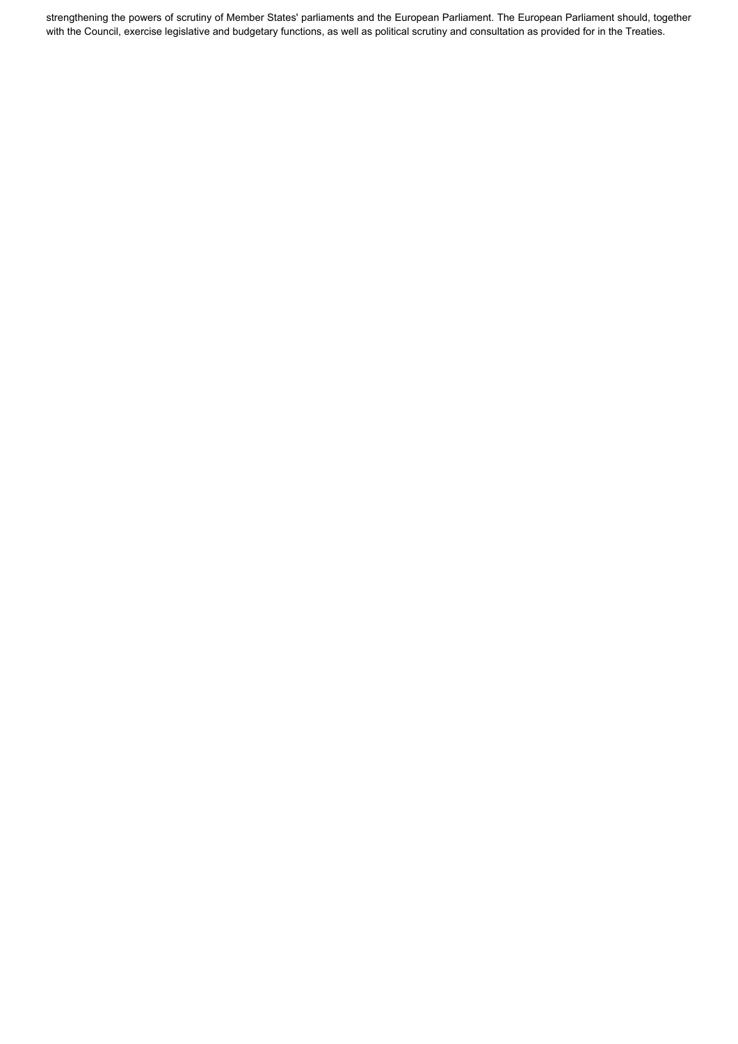strengthening the powers of scrutiny of Member States' parliaments and the European Parliament. The European Parliament should, together with the Council, exercise legislative and budgetary functions, as well as political scrutiny and consultation as provided for in the Treaties.